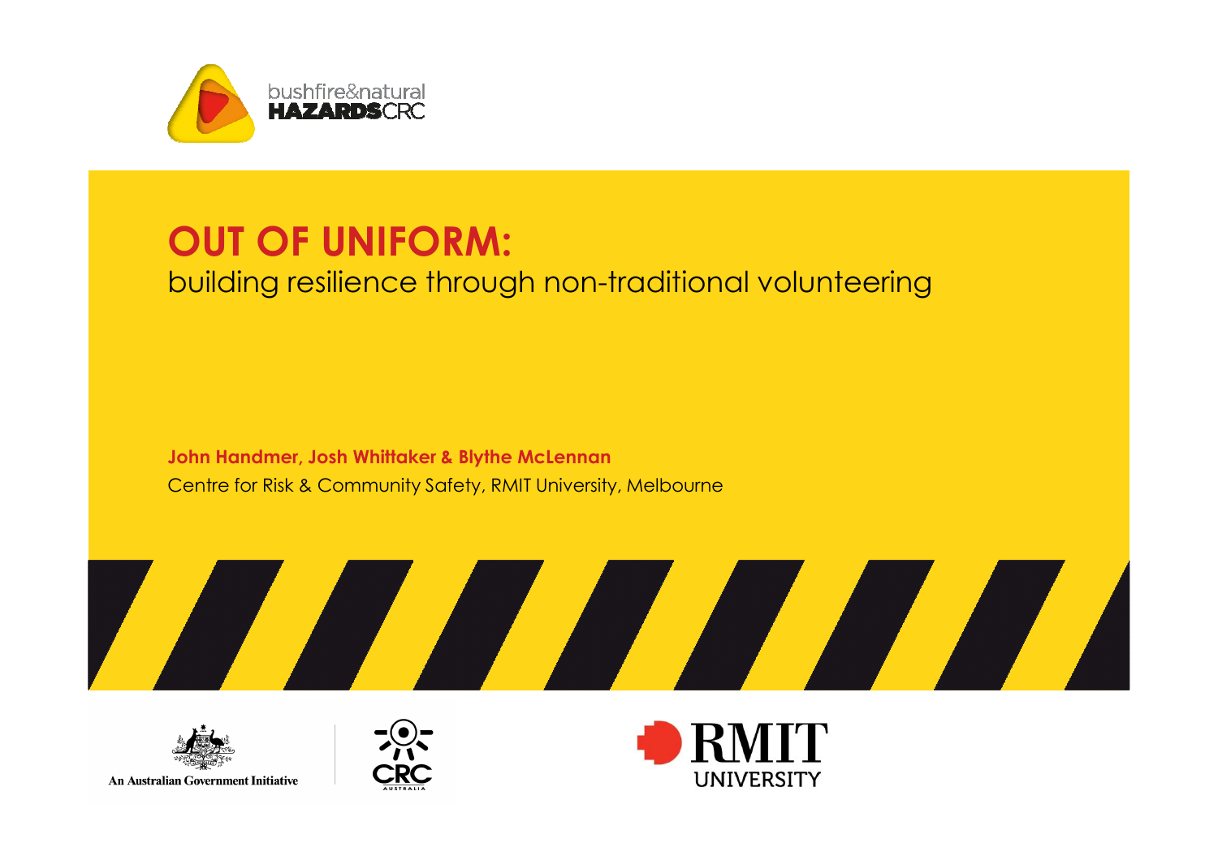bushfire&natural HAZARDSCRC

# OUT OF UNIFORM:

## building resilience through non-traditional volunteering

**John Handmer, Josh Whittaker & Blythe McLennan**

Centre for Risk & Community Safety, RMIT University, Melbourne

An Australian Government Initiative

CRC AUSTRALIA

RMIT UNIVERSITY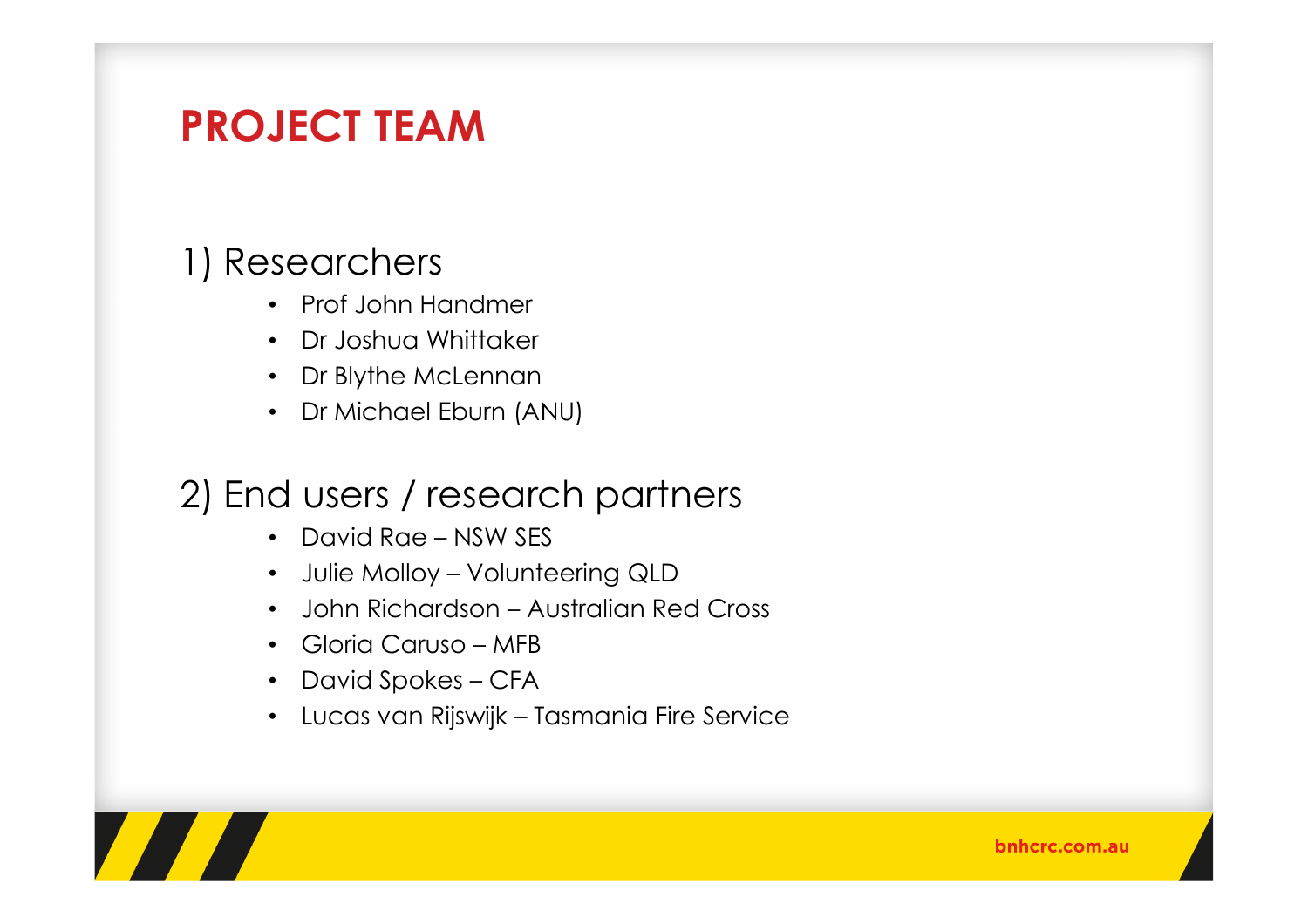# PROJECT TEAM

## 1) Researchers

- Prof John Handmer
- Dr Joshua Whittaker
- Dr Blythe McLennan
- Dr Michael Eburn (ANU)

## 2) End users / research partners

- David Rae – NSW SES
- Julie Molloy – Volunteering QLD
- John Richardson – Australian Red Cross
- Gloria Caruso – MFB
- David Spokes – CFA
- Lucas van Rijswijk – Tasmania Fire Service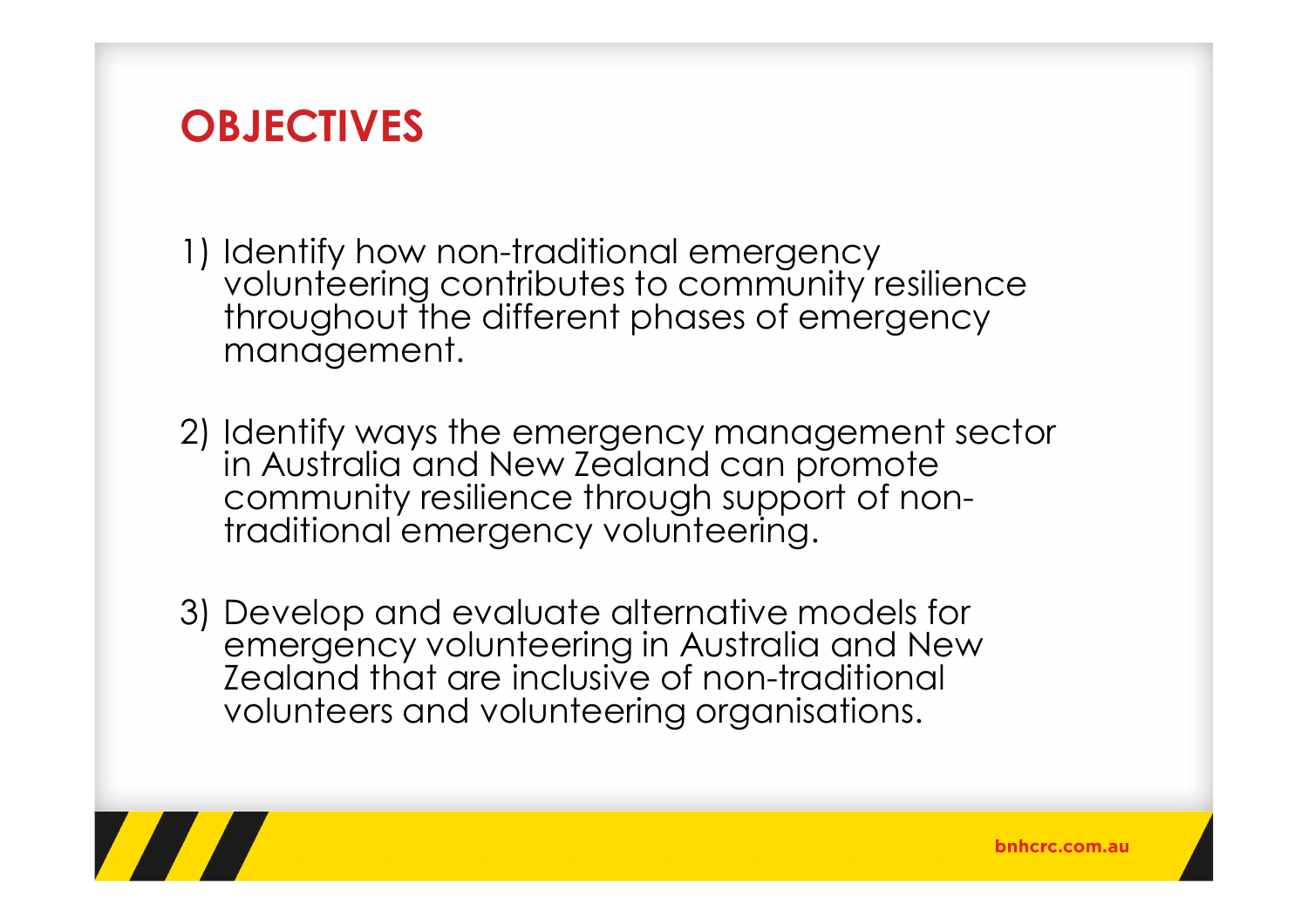# OBJECTIVES

1) Identify how non-traditional emergency volunteering contributes to community resilience throughout the different phases of emergency management.

2) Identify ways the emergency management sector in Australia and New Zealand can promote community resilience through support of non-traditional emergency volunteering.

3) Develop and evaluate alternative models for emergency volunteering in Australia and New Zealand that are inclusive of non-traditional volunteers and volunteering organisations.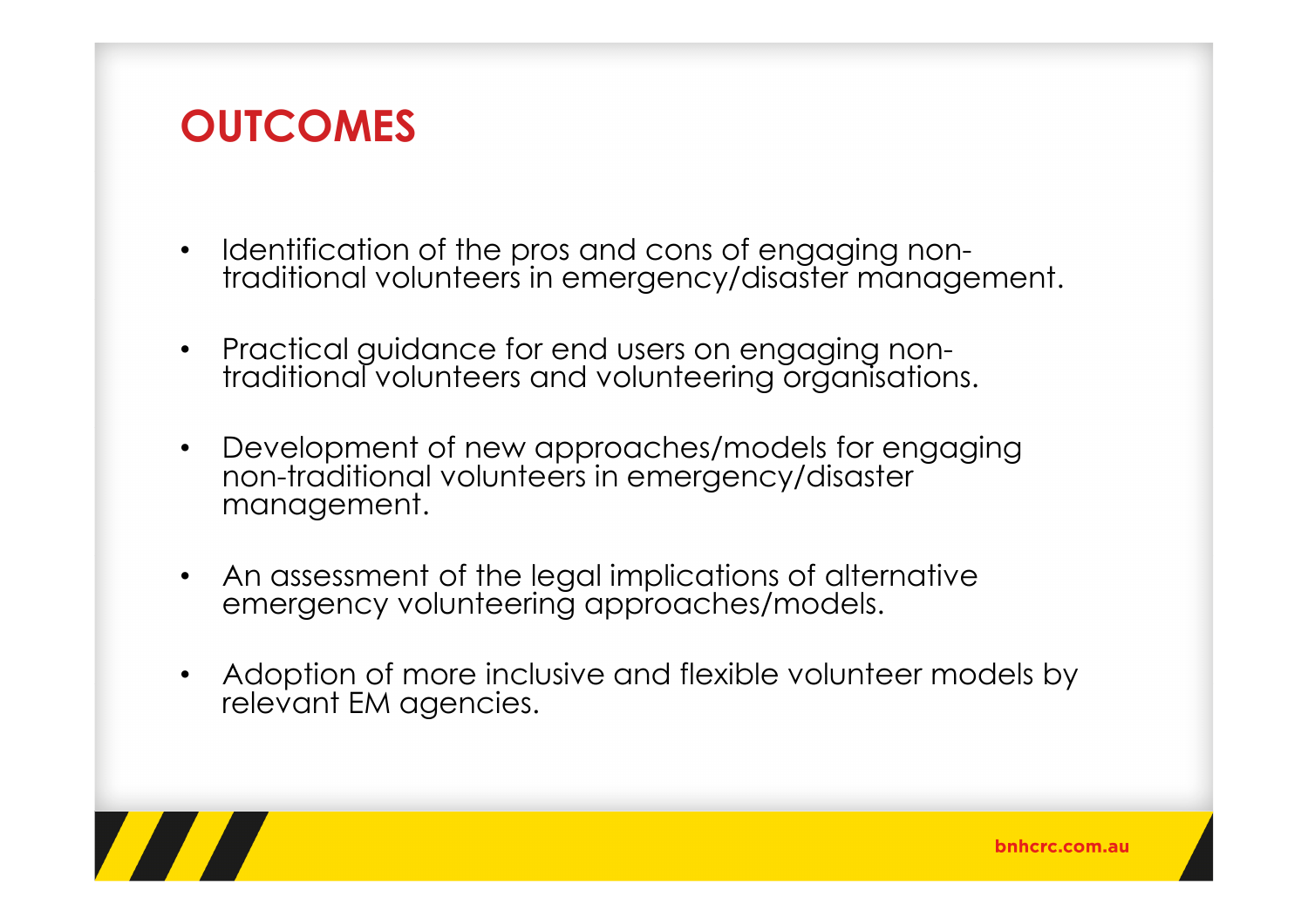# OUTCOMES

- Identification of the pros and cons of engaging non-traditional volunteers in emergency/disaster management.
- Practical guidance for end users on engaging non-traditional volunteers and volunteering organisations.
- Development of new approaches/models for engaging non-traditional volunteers in emergency/disaster management.
- An assessment of the legal implications of alternative emergency volunteering approaches/models.
- Adoption of more inclusive and flexible volunteer models by relevant EM agencies.